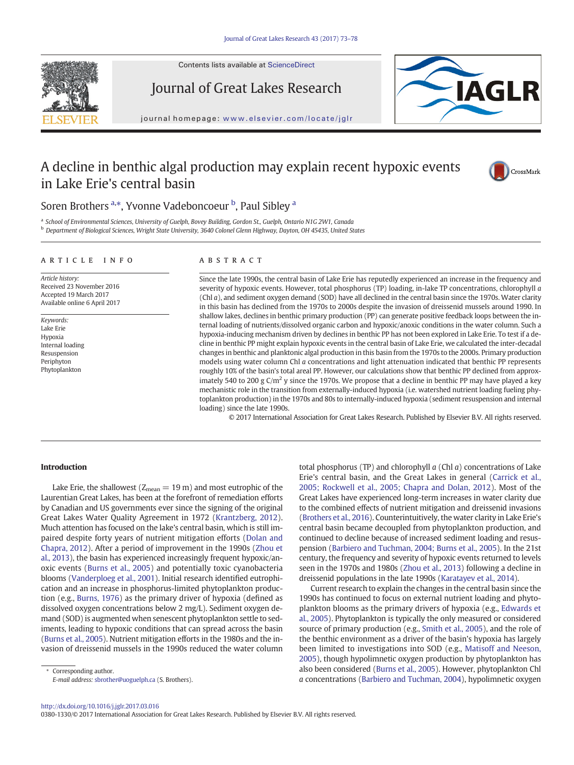Contents lists available at ScienceDirect

Journal of Great Lakes Research

journal homepage: www.elsevier.com/locate/jglr

# A decline in benthic algal production may explain recent hypoxic events in Lake Erie's central basin

Soren Brothers [a,*], Yvonne Vadeboncoeur [b], Paul Sibley [a]

[a] School of Environmental Sciences, University of Guelph, Bovey Building, Gordon St., Guelph, Ontario N1G 2W1, Canada
[b] Department of Biological Sciences, Wright State University, 3640 Colonel Glenn Highway, Dayton, OH 45435, United States

**ARTICLE INFO**

*Article history:*
Received 23 November 2016
Accepted 19 March 2017
Available online 6 April 2017

*Keywords:*
Lake Erie
Hypoxia
Internal loading
Resuspension
Periphyton
Phytoplankton

**ABSTRACT**

Since the late 1990s, the central basin of Lake Erie has reputedly experienced an increase in the frequency and severity of hypoxic events. However, total phosphorus (TP) loading, in-lake TP concentrations, chlorophyll *a* (Chl *a*), and sediment oxygen demand (SOD) have all declined in the central basin since the 1970s. Water clarity in this basin has declined from the 1970s to 2000s despite the invasion of dreissenid mussels around 1990. In shallow lakes, declines in benthic primary production (PP) can generate positive feedback loops between the internal loading of nutrients/dissolved organic carbon and hypoxic/anoxic conditions in the water column. Such a hypoxia-inducing mechanism driven by declines in benthic PP has not been explored in Lake Erie. To test if a decline in benthic PP might explain hypoxic events in the central basin of Lake Erie, we calculated the inter-decadal changes in benthic and planktonic algal production in this basin from the 1970s to the 2000s. Primary production models using water column Chl *a* concentrations and light attenuation indicated that benthic PP represents roughly 10% of the basin's total areal PP. However, our calculations show that benthic PP declined from approximately 540 to 200 g C/m$^2$ y since the 1970s. We propose that a decline in benthic PP may have played a key mechanistic role in the transition from externally-induced hypoxia (i.e. watershed nutrient loading fueling phytoplankton production) in the 1970s and 80s to internally-induced hypoxia (sediment resuspension and internal loading) since the late 1990s.

© 2017 International Association for Great Lakes Research. Published by Elsevier B.V. All rights reserved.

## Introduction

Lake Erie, the shallowest ($Z_{mean}$ = 19 m) and most eutrophic of the Laurentian Great Lakes, has been at the forefront of remediation efforts by Canadian and US governments ever since the signing of the original Great Lakes Water Quality Agreement in 1972 (Krantzberg, 2012). Much attention has focused on the lake's central basin, which is still impaired despite forty years of nutrient mitigation efforts (Dolan and Chapra, 2012). After a period of improvement in the 1990s (Zhou et al., 2013), the basin has experienced increasingly frequent hypoxic/anoxic events (Burns et al., 2005) and potentially toxic cyanobacteria blooms (Vanderploeg et al., 2001). Initial research identified eutrophication and an increase in phosphorus-limited phytoplankton production (e.g., Burns, 1976) as the primary driver of hypoxia (defined as dissolved oxygen concentrations below 2 mg/L). Sediment oxygen demand (SOD) is augmented when senescent phytoplankton settle to sediments, leading to hypoxic conditions that can spread across the basin (Burns et al., 2005). Nutrient mitigation efforts in the 1980s and the invasion of dreissenid mussels in the 1990s reduced the water column total phosphorus (TP) and chlorophyll *a* (Chl *a*) concentrations of Lake Erie's central basin, and the Great Lakes in general (Carrick et al., 2005; Rockwell et al., 2005; Chapra and Dolan, 2012). Most of the Great Lakes have experienced long-term increases in water clarity due to the combined effects of nutrient mitigation and dreissenid invasions (Brothers et al., 2016). Counterintuitively, the water clarity in Lake Erie's central basin became decoupled from phytoplankton production, and continued to decline because of increased sediment loading and resuspension (Barbiero and Tuchman, 2004; Burns et al., 2005). In the 21st century, the frequency and severity of hypoxic events returned to levels seen in the 1970s and 1980s (Zhou et al., 2013) following a decline in dreissenid populations in the late 1990s (Karatayev et al., 2014).

Current research to explain the changes in the central basin since the 1990s has continued to focus on external nutrient loading and phytoplankton blooms as the primary drivers of hypoxia (e.g., Edwards et al., 2005). Phytoplankton is typically the only measured or considered source of primary production (e.g., Smith et al., 2005), and the role of the benthic environment as a driver of the basin's hypoxia has largely been limited to investigations into SOD (e.g., Matisoff and Neeson, 2005), though hypolimnetic oxygen production by phytoplankton has also been considered (Burns et al., 2005). However, phytoplankton Chl *a* concentrations (Barbiero and Tuchman, 2004), hypolimnetic oxygen

* Corresponding author.
E-mail address: sbrother@uoguelph.ca (S. Brothers).

http://dx.doi.org/10.1016/j.jglr.2017.03.016
0380-1330/© 2017 International Association for Great Lakes Research. Published by Elsevier B.V. All rights reserved.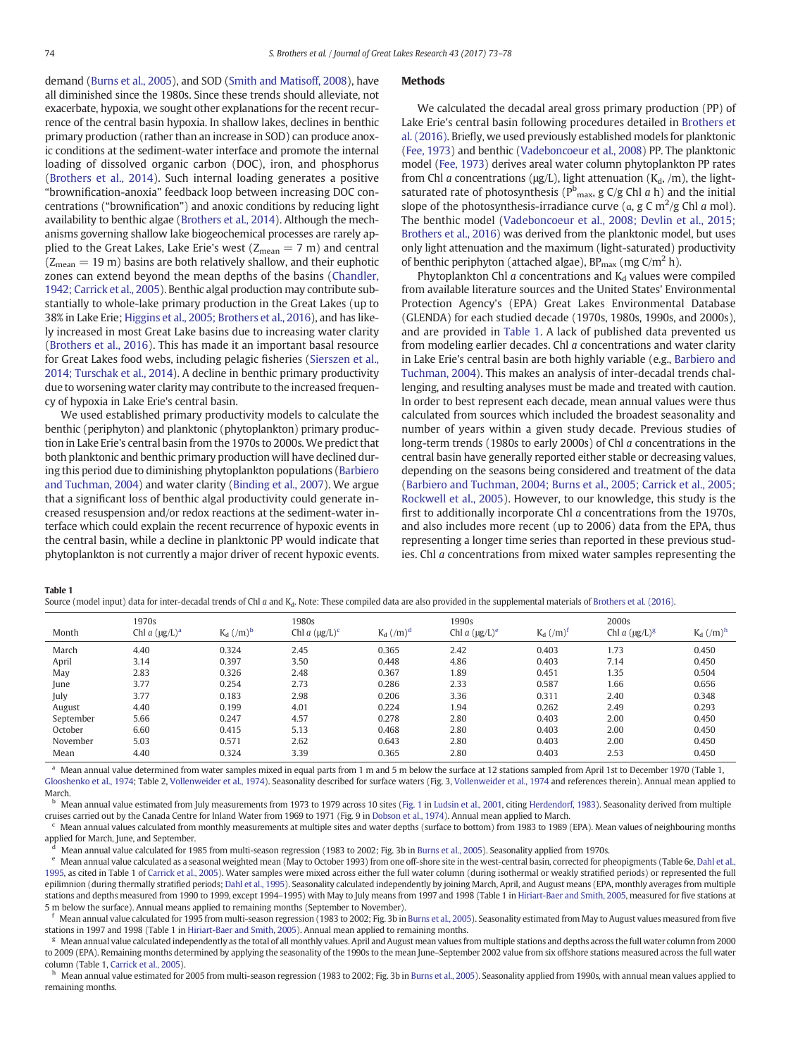demand (Burns et al., 2005), and SOD (Smith and Matisoff, 2008), have all diminished since the 1980s. Since these trends should alleviate, not exacerbate, hypoxia, we sought other explanations for the recent recurrence of the central basin hypoxia. In shallow lakes, declines in benthic primary production (rather than an increase in SOD) can produce anoxic conditions at the sediment-water interface and promote the internal loading of dissolved organic carbon (DOC), iron, and phosphorus (Brothers et al., 2014). Such internal loading generates a positive "brownification-anoxia" feedback loop between increasing DOC concentrations ("brownification") and anoxic conditions by reducing light availability to benthic algae (Brothers et al., 2014). Although the mechanisms governing shallow lake biogeochemical processes are rarely applied to the Great Lakes, Lake Erie's west ($Z_{mean}$ = 7 m) and central ($Z_{mean}$ = 19 m) basins are both relatively shallow, and their euphotic zones can extend beyond the mean depths of the basins (Chandler, 1942; Carrick et al., 2005). Benthic algal production may contribute substantially to whole-lake primary production in the Great Lakes (up to 38% in Lake Erie; Higgins et al., 2005; Brothers et al., 2016), and has likely increased in most Great Lake basins due to increasing water clarity (Brothers et al., 2016). This has made it an important basal resource for Great Lakes food webs, including pelagic fisheries (Sierszen et al., 2014; Turschak et al., 2014). A decline in benthic primary productivity due to worsening water clarity may contribute to the increased frequency of hypoxia in Lake Erie's central basin.

We used established primary productivity models to calculate the benthic (periphyton) and planktonic (phytoplankton) primary production in Lake Erie's central basin from the 1970s to 2000s. We predict that both planktonic and benthic primary production will have declined during this period due to diminishing phytoplankton populations (Barbiero and Tuchman, 2004) and water clarity (Binding et al., 2007). We argue that a significant loss of benthic algal productivity could generate increased resuspension and/or redox reactions at the sediment-water interface which could explain the recent recurrence of hypoxic events in the central basin, while a decline in planktonic PP would indicate that phytoplankton is not currently a major driver of recent hypoxic events.

## Methods

We calculated the decadal areal gross primary production (PP) of Lake Erie's central basin following procedures detailed in Brothers et al. (2016). Briefly, we used previously established models for planktonic (Fee, 1973) and benthic (Vadeboncoeur et al., 2008) PP. The planktonic model (Fee, 1973) derives areal water column phytoplankton PP rates from Chl *a* concentrations (μg/L), light attenuation ($K_d$, /m), the light-saturated rate of photosynthesis ($P^b_{max}$, g C/g Chl *a* h) and the initial slope of the photosynthesis-irradiance curve (α, g C m$^2$/g Chl *a* mol). The benthic model (Vadeboncoeur et al., 2008; Devlin et al., 2015; Brothers et al., 2016) was derived from the planktonic model, but uses only light attenuation and the maximum (light-saturated) productivity of benthic periphyton (attached algae), $BP_{max}$ (mg C/m$^2$ h).

Phytoplankton Chl *a* concentrations and $K_d$ values were compiled from available literature sources and the United States' Environmental Protection Agency's (EPA) Great Lakes Environmental Database (GLENDA) for each studied decade (1970s, 1980s, 1990s, and 2000s), and are provided in Table 1. A lack of published data prevented us from modeling earlier decades. Chl *a* concentrations and water clarity in Lake Erie's central basin are both highly variable (e.g., Barbiero and Tuchman, 2004). This makes an analysis of inter-decadal trends challenging, and resulting analyses must be made and treated with caution. In order to best represent each decade, mean annual values were thus calculated from sources which included the broadest seasonality and number of years within a given study decade. Previous studies of long-term trends (1980s to early 2000s) of Chl *a* concentrations in the central basin have generally reported either stable or decreasing values, depending on the seasons being considered and treatment of the data (Barbiero and Tuchman, 2004; Burns et al., 2005; Carrick et al., 2005; Rockwell et al., 2005). However, to our knowledge, this study is the first to additionally incorporate Chl *a* concentrations from the 1970s, and also includes more recent (up to 2006) data from the EPA, thus representing a longer time series than reported in these previous studies. Chl *a* concentrations from mixed water samples representing the

**Table 1**
Source (model input) data for inter-decadal trends of Chl *a* and $K_d$. Note: These compiled data are also provided in the supplemental materials of Brothers et al. (2016).

| Month | 1970s Chl *a* (μg/L)[a] | $K_d$ (/m)[b] | 1980s Chl *a* (μg/L)[c] | $K_d$ (/m)[d] | 1990s Chl *a* (μg/L)[e] | $K_d$ (/m)[f] | 2000s Chl *a* (μg/L)[g] | $K_d$ (/m)[h] |
|---|---|---|---|---|---|---|---|---|
| March | 4.40 | 0.324 | 2.45 | 0.365 | 2.42 | 0.403 | 1.73 | 0.450 |
| April | 3.14 | 0.397 | 3.50 | 0.448 | 4.86 | 0.403 | 7.14 | 0.450 |
| May | 2.83 | 0.326 | 2.48 | 0.367 | 1.89 | 0.451 | 1.35 | 0.504 |
| June | 3.77 | 0.254 | 2.73 | 0.286 | 2.33 | 0.587 | 1.66 | 0.656 |
| July | 3.77 | 0.183 | 2.98 | 0.206 | 3.36 | 0.311 | 2.40 | 0.348 |
| August | 4.40 | 0.199 | 4.01 | 0.224 | 1.94 | 0.262 | 2.49 | 0.293 |
| September | 5.66 | 0.247 | 4.57 | 0.278 | 2.80 | 0.403 | 2.00 | 0.450 |
| October | 6.60 | 0.415 | 5.13 | 0.468 | 2.80 | 0.403 | 2.00 | 0.450 |
| November | 5.03 | 0.571 | 2.62 | 0.643 | 2.80 | 0.403 | 2.00 | 0.450 |
| Mean | 4.40 | 0.324 | 3.39 | 0.365 | 2.80 | 0.403 | 2.53 | 0.450 |

[a] Mean annual value determined from water samples mixed in equal parts from 1 m and 5 m below the surface at 12 stations sampled from April 1st to December 1970 (Table 1, Glooshenko et al., 1974; Table 2, Vollenweider et al., 1974). Seasonality described for surface waters (Fig. 3, Vollenweider et al., 1974 and references therein). Annual mean applied to March.

[b] Mean annual value estimated from July measurements from 1973 to 1979 across 10 sites (Fig. 1 in Ludsin et al., 2001, citing Herdendorf, 1983). Seasonality derived from multiple cruises carried out by the Canada Centre for Inland Water from 1969 to 1971 (Fig. 9 in Dobson et al., 1974). Annual mean applied to March.

[c] Mean annual values calculated from monthly measurements at multiple sites and water depths (surface to bottom) from 1983 to 1989 (EPA). Mean values of neighbouring months applied for March, June, and September.

[d] Mean annual value calculated for 1985 from multi-season regression (1983 to 2002; Fig. 3b in Burns et al., 2005). Seasonality applied from 1970s.

[e] Mean annual value calculated as a seasonal weighted mean (May to October 1993) from one off-shore site in the west-central basin, corrected for pheopigments (Table 6e, Dahl et al., 1995, as cited in Table 1 of Carrick et al., 2005). Water samples were mixed across either the full water column (during isothermal or weakly stratified periods) or represented the full epilimnion (during thermally stratified periods; Dahl et al., 1995). Seasonality calculated independently by joining March, April, and August means (EPA, monthly averages from multiple stations and depths measured from 1990 to 1999, except 1994–1995) with May to July means from 1997 and 1998 (Table 1 in Hiriart-Baer and Smith, 2005, measured for five stations at 5 m below the surface). Annual means applied to remaining months (September to November).

[f] Mean annual value calculated for 1995 from multi-season regression (1983 to 2002; Fig. 3b in Burns et al., 2005). Seasonality estimated from May to August values measured from five stations in 1997 and 1998 (Table 1 in Hiriart-Baer and Smith, 2005). Annual mean applied to remaining months.

[g] Mean annual value calculated independently as the total of all monthly values. April and August mean values from multiple stations and depths across the full water column from 2000 to 2009 (EPA). Remaining months determined by applying the seasonality of the 1990s to the mean June–September 2002 value from six offshore stations measured across the full water column (Table 1, Carrick et al., 2005).

[h] Mean annual value estimated for 2005 from multi-season regression (1983 to 2002; Fig. 3b in Burns et al., 2005). Seasonality applied from 1990s, with annual mean values applied to remaining months.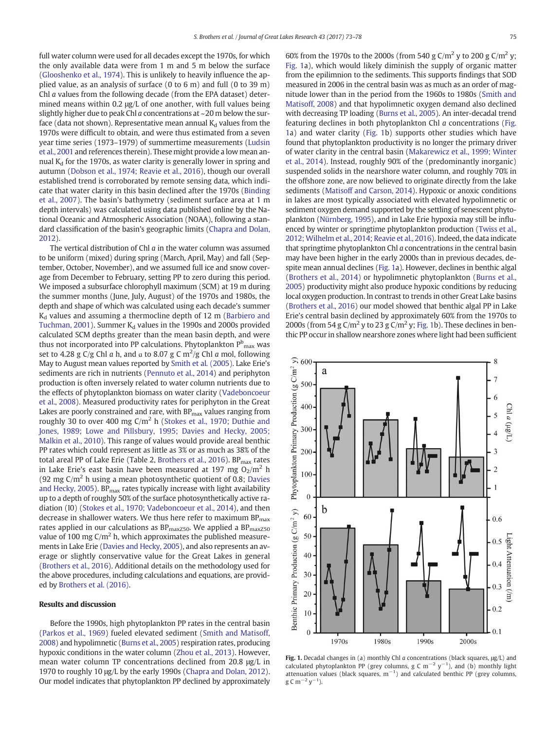full water column were used for all decades except the 1970s, for which the only available data were from 1 m and 5 m below the surface (Glooshenko et al., 1974). This is unlikely to heavily influence the applied value, as an analysis of surface (0 to 6 m) and full (0 to 39 m) Chl *a* values from the following decade (from the EPA dataset) determined means within 0.2 μg/L of one another, with full values being slightly higher due to peak Chl *a* concentrations at ~20 m below the surface (data not shown). Representative mean annual $K_d$ values from the 1970s were difficult to obtain, and were thus estimated from a seven year time series (1973–1979) of summertime measurements (Ludsin et al., 2001 and references therein). These might provide a low mean annual $K_d$ for the 1970s, as water clarity is generally lower in spring and autumn (Dobson et al., 1974; Reavie et al., 2016), though our overall established trend is corroborated by remote sensing data, which indicate that water clarity in this basin declined after the 1970s (Binding et al., 2007). The basin's bathymetry (sediment surface area at 1 m depth intervals) was calculated using data published online by the National Oceanic and Atmospheric Association (NOAA), following a standard classification of the basin's geographic limits (Chapra and Dolan, 2012).

The vertical distribution of Chl *a* in the water column was assumed to be uniform (mixed) during spring (March, April, May) and fall (September, October, November), and we assumed full ice and snow coverage from December to February, setting PP to zero during this period. We imposed a subsurface chlorophyll maximum (SCM) at 19 m during the summer months (June, July, August) of the 1970s and 1980s, the depth and shape of which was calculated using each decade's summer $K_d$ values and assuming a thermocline depth of 12 m (Barbiero and Tuchman, 2001). Summer $K_d$ values in the 1990s and 2000s provided calculated SCM depths greater than the mean basin depth, and were thus not incorporated into PP calculations. Phytoplankton $P^b_{max}$ was set to 4.28 g C/g Chl *a* h, and α to 8.07 g C $m^2$/g Chl *a* mol, following May to August mean values reported by Smith et al. (2005). Lake Erie's sediments are rich in nutrients (Pennuto et al., 2014) and periphyton production is often inversely related to water column nutrients due to the effects of phytoplankton biomass on water clarity (Vadeboncoeur et al., 2008). Measured productivity rates for periphyton in the Great Lakes are poorly constrained and rare, with $BP_{max}$ values ranging from roughly 30 to over 400 mg C/$m^2$ h (Stokes et al., 1970; Duthie and Jones, 1989; Lowe and Pillsbury, 1995; Davies and Hecky, 2005; Malkin et al., 2010). This range of values would provide areal benthic PP rates which could represent as little as 3% or as much as 38% of the total areal PP of Lake Erie (Table 2, Brothers et al., 2016). $BP_{max}$ rates in Lake Erie's east basin have been measured at 197 mg $O_2$/$m^2$ h (92 mg C/$m^2$ h using a mean photosynthetic quotient of 0.8; Davies and Hecky, 2005). $BP_{max}$ rates typically increase with light availability up to a depth of roughly 50% of the surface photosynthetically active radiation (I0) (Stokes et al., 1970; Vadeboncoeur et al., 2014), and then decrease in shallower waters. We thus here refer to maximum $BP_{max}$ rates applied in our calculations as $BP_{maxZ50}$. We applied a $BP_{maxZ50}$ value of 100 mg C/$m^2$ h, which approximates the published measurements in Lake Erie (Davies and Hecky, 2005), and also represents an average or slightly conservative value for the Great Lakes in general (Brothers et al., 2016). Additional details on the methodology used for the above procedures, including calculations and equations, are provided by Brothers et al. (2016).

## Results and discussion

Before the 1990s, high phytoplankton PP rates in the central basin (Parkos et al., 1969) fueled elevated sediment (Smith and Matisoff, 2008) and hypolimnetic (Burns et al., 2005) respiration rates, producing hypoxic conditions in the water column (Zhou et al., 2013). However, mean water column TP concentrations declined from 20.8 μg/L in 1970 to roughly 10 μg/L by the early 1990s (Chapra and Dolan, 2012). Our model indicates that phytoplankton PP declined by approximately 60% from the 1970s to the 2000s (from 540 g C/$m^2$ y to 200 g C/$m^2$ y; Fig. 1a), which would likely diminish the supply of organic matter from the epilimnion to the sediments. This supports findings that SOD measured in 2006 in the central basin was as much as an order of magnitude lower than in the period from the 1960s to 1980s (Smith and Matisoff, 2008) and that hypolimnetic oxygen demand also declined with decreasing TP loading (Burns et al., 2005). An inter-decadal trend featuring declines in both phytoplankton Chl *a* concentrations (Fig. 1a) and water clarity (Fig. 1b) supports other studies which have found that phytoplankton productivity is no longer the primary driver of water clarity in the central basin (Makarewicz et al., 1999; Winter et al., 2014). Instead, roughly 90% of the (predominantly inorganic) suspended solids in the nearshore water column, and roughly 70% in the offshore zone, are now believed to originate directly from the lake sediments (Matisoff and Carson, 2014). Hypoxic or anoxic conditions in lakes are most typically associated with elevated hypolimnetic or sediment oxygen demand supported by the settling of senescent phytoplankton (Nürnberg, 1995), and in Lake Erie hypoxia may still be influenced by winter or springtime phytoplankton production (Twiss et al., 2012; Wilhelm et al., 2014; Reavie et al., 2016). Indeed, the data indicate that springtime phytoplankton Chl *a* concentrations in the central basin may have been higher in the early 2000s than in previous decades, despite mean annual declines (Fig. 1a). However, declines in benthic algal (Brothers et al., 2014) or hypolimnetic phytoplankton (Burns et al., 2005) productivity might also produce hypoxic conditions by reducing local oxygen production. In contrast to trends in other Great Lake basins (Brothers et al., 2016) our model showed that benthic algal PP in Lake Erie's central basin declined by approximately 60% from the 1970s to 2000s (from 54 g C/$m^2$ y to 23 g C/$m^2$ y; Fig. 1b). These declines in benthic PP occur in shallow nearshore zones where light had been sufficient

**Fig. 1.** Decadal changes in (a) monthly Chl *a* concentrations (black squares, μg/L) and calculated phytoplankton PP (grey columns, g C $m^{-2}$ $y^{-1}$), and (b) monthly light attenuation values (black squares, $m^{-1}$) and calculated benthic PP (grey columns, g C $m^{-2}$ $y^{-1}$).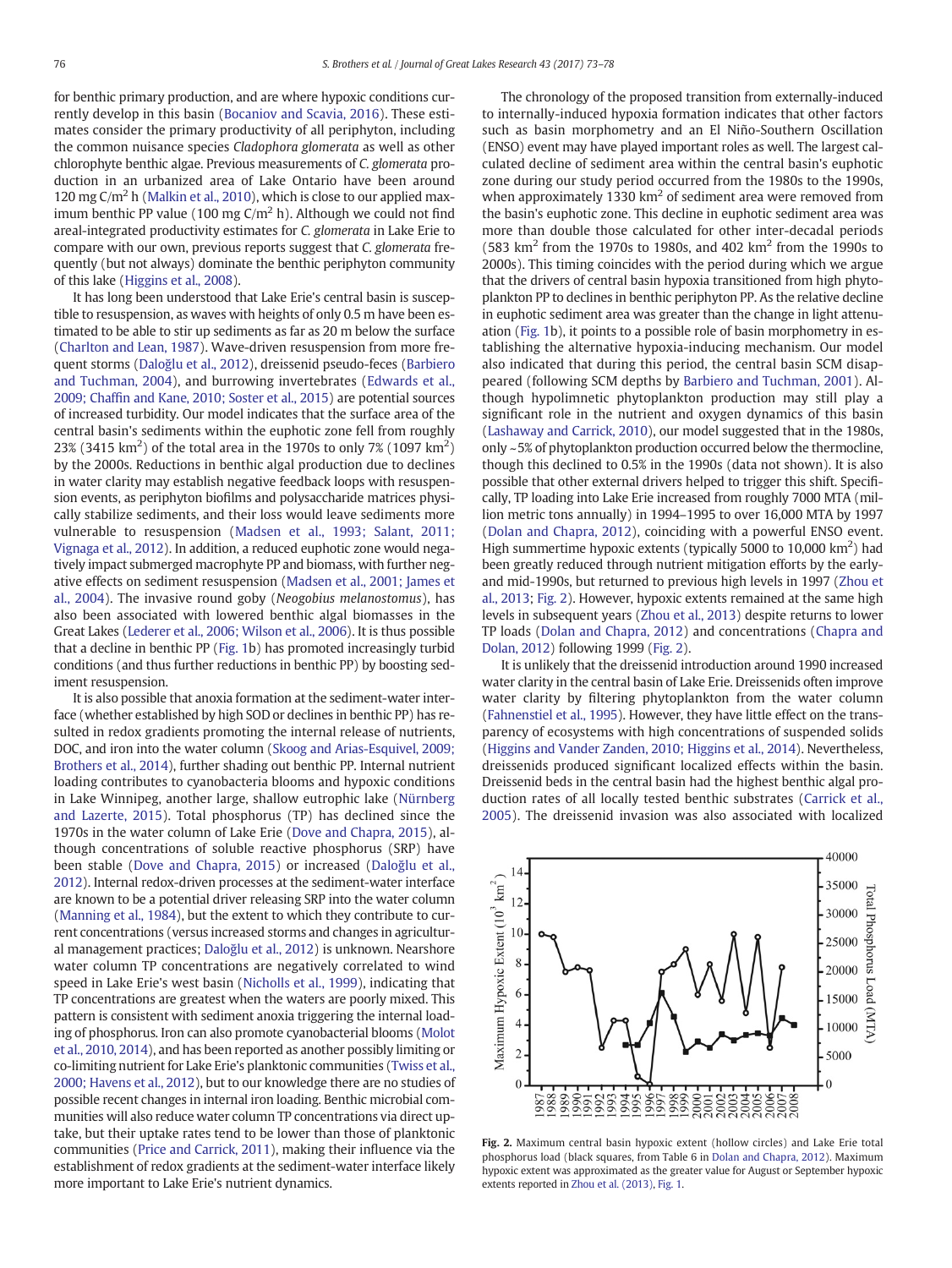for benthic primary production, and are where hypoxic conditions currently develop in this basin (Bocaniov and Scavia, 2016). These estimates consider the primary productivity of all periphyton, including the common nuisance species *Cladophora glomerata* as well as other chlorophyte benthic algae. Previous measurements of *C. glomerata* production in an urbanized area of Lake Ontario have been around 120 mg C/m$^2$ h (Malkin et al., 2010), which is close to our applied maximum benthic PP value (100 mg C/m$^2$ h). Although we could not find areal-integrated productivity estimates for *C. glomerata* in Lake Erie to compare with our own, previous reports suggest that *C. glomerata* frequently (but not always) dominate the benthic periphyton community of this lake (Higgins et al., 2008).

It has long been understood that Lake Erie's central basin is susceptible to resuspension, as waves with heights of only 0.5 m have been estimated to be able to stir up sediments as far as 20 m below the surface (Charlton and Lean, 1987). Wave-driven resuspension from more frequent storms (Daloğlu et al., 2012), dreissenid pseudo-feces (Barbiero and Tuchman, 2004), and burrowing invertebrates (Edwards et al., 2009; Chaffin and Kane, 2010; Soster et al., 2015) are potential sources of increased turbidity. Our model indicates that the surface area of the central basin's sediments within the euphotic zone fell from roughly 23% (3415 km$^2$) of the total area in the 1970s to only 7% (1097 km$^2$) by the 2000s. Reductions in benthic algal production due to declines in water clarity may establish negative feedback loops with resuspension events, as periphyton biofilms and polysaccharide matrices physically stabilize sediments, and their loss would leave sediments more vulnerable to resuspension (Madsen et al., 1993; Salant, 2011; Vignaga et al., 2012). In addition, a reduced euphotic zone would negatively impact submerged macrophyte PP and biomass, with further negative effects on sediment resuspension (Madsen et al., 2001; James et al., 2004). The invasive round goby (*Neogobius melanostomus*), has also been associated with lowered benthic algal biomasses in the Great Lakes (Lederer et al., 2006; Wilson et al., 2006). It is thus possible that a decline in benthic PP (Fig. 1b) has promoted increasingly turbid conditions (and thus further reductions in benthic PP) by boosting sediment resuspension.

It is also possible that anoxia formation at the sediment-water interface (whether established by high SOD or declines in benthic PP) has resulted in redox gradients promoting the internal release of nutrients, DOC, and iron into the water column (Skoog and Arias-Esquivel, 2009; Brothers et al., 2014), further shading out benthic PP. Internal nutrient loading contributes to cyanobacteria blooms and hypoxic conditions in Lake Winnipeg, another large, shallow eutrophic lake (Nürnberg and Lazerte, 2015). Total phosphorus (TP) has declined since the 1970s in the water column of Lake Erie (Dove and Chapra, 2015), although concentrations of soluble reactive phosphorus (SRP) have been stable (Dove and Chapra, 2015) or increased (Daloğlu et al., 2012). Internal redox-driven processes at the sediment-water interface are known to be a potential driver releasing SRP into the water column (Manning et al., 1984), but the extent to which they contribute to current concentrations (versus increased storms and changes in agricultural management practices; Daloğlu et al., 2012) is unknown. Nearshore water column TP concentrations are negatively correlated to wind speed in Lake Erie's west basin (Nicholls et al., 1999), indicating that TP concentrations are greatest when the waters are poorly mixed. This pattern is consistent with sediment anoxia triggering the internal loading of phosphorus. Iron can also promote cyanobacterial blooms (Molot et al., 2010, 2014), and has been reported as another possibly limiting or co-limiting nutrient for Lake Erie's planktonic communities (Twiss et al., 2000; Havens et al., 2012), but to our knowledge there are no studies of possible recent changes in internal iron loading. Benthic microbial communities will also reduce water column TP concentrations via direct uptake, but their uptake rates tend to be lower than those of planktonic communities (Price and Carrick, 2011), making their influence via the establishment of redox gradients at the sediment-water interface likely more important to Lake Erie's nutrient dynamics.

The chronology of the proposed transition from externally-induced to internally-induced hypoxia formation indicates that other factors such as basin morphometry and an El Niño-Southern Oscillation (ENSO) event may have played important roles as well. The largest calculated decline of sediment area within the central basin's euphotic zone during our study period occurred from the 1980s to the 1990s, when approximately 1330 km$^2$ of sediment area were removed from the basin's euphotic zone. This decline in euphotic sediment area was more than double those calculated for other inter-decadal periods (583 km$^2$ from the 1970s to 1980s, and 402 km$^2$ from the 1990s to 2000s). This timing coincides with the period during which we argue that the drivers of central basin hypoxia transitioned from high phytoplankton PP to declines in benthic periphyton PP. As the relative decline in euphotic sediment area was greater than the change in light attenuation (Fig. 1b), it points to a possible role of basin morphometry in establishing the alternative hypoxia-inducing mechanism. Our model also indicated that during this period, the central basin SCM disappeared (following SCM depths by Barbiero and Tuchman, 2001). Although hypolimnetic phytoplankton production may still play a significant role in the nutrient and oxygen dynamics of this basin (Lashaway and Carrick, 2010), our model suggested that in the 1980s, only ~5% of phytoplankton production occurred below the thermocline, though this declined to 0.5% in the 1990s (data not shown). It is also possible that other external drivers helped to trigger this shift. Specifically, TP loading into Lake Erie increased from roughly 7000 MTA (million metric tons annually) in 1994–1995 to over 16,000 MTA by 1997 (Dolan and Chapra, 2012), coinciding with a powerful ENSO event. High summertime hypoxic extents (typically 5000 to 10,000 km$^2$) had been greatly reduced through nutrient mitigation efforts by the early- and mid-1990s, but returned to previous high levels in 1997 (Zhou et al., 2013; Fig. 2). However, hypoxic extents remained at the same high levels in subsequent years (Zhou et al., 2013) despite returns to lower TP loads (Dolan and Chapra, 2012) and concentrations (Chapra and Dolan, 2012) following 1999 (Fig. 2).

It is unlikely that the dreissenid introduction around 1990 increased water clarity in the central basin of Lake Erie. Dreissenids often improve water clarity by filtering phytoplankton from the water column (Fahnenstiel et al., 1995). However, they have little effect on the transparency of ecosystems with high concentrations of suspended solids (Higgins and Vander Zanden, 2010; Higgins et al., 2014). Nevertheless, dreissenids produced significant localized effects within the basin. Dreissenid beds in the central basin had the highest benthic algal production rates of all locally tested benthic substrates (Carrick et al., 2005). The dreissenid invasion was also associated with localized

**Fig. 2.** Maximum central basin hypoxic extent (hollow circles) and Lake Erie total phosphorus load (black squares, from Table 6 in Dolan and Chapra, 2012). Maximum hypoxic extent was approximated as the greater value for August or September hypoxic extents reported in Zhou et al. (2013), Fig. 1.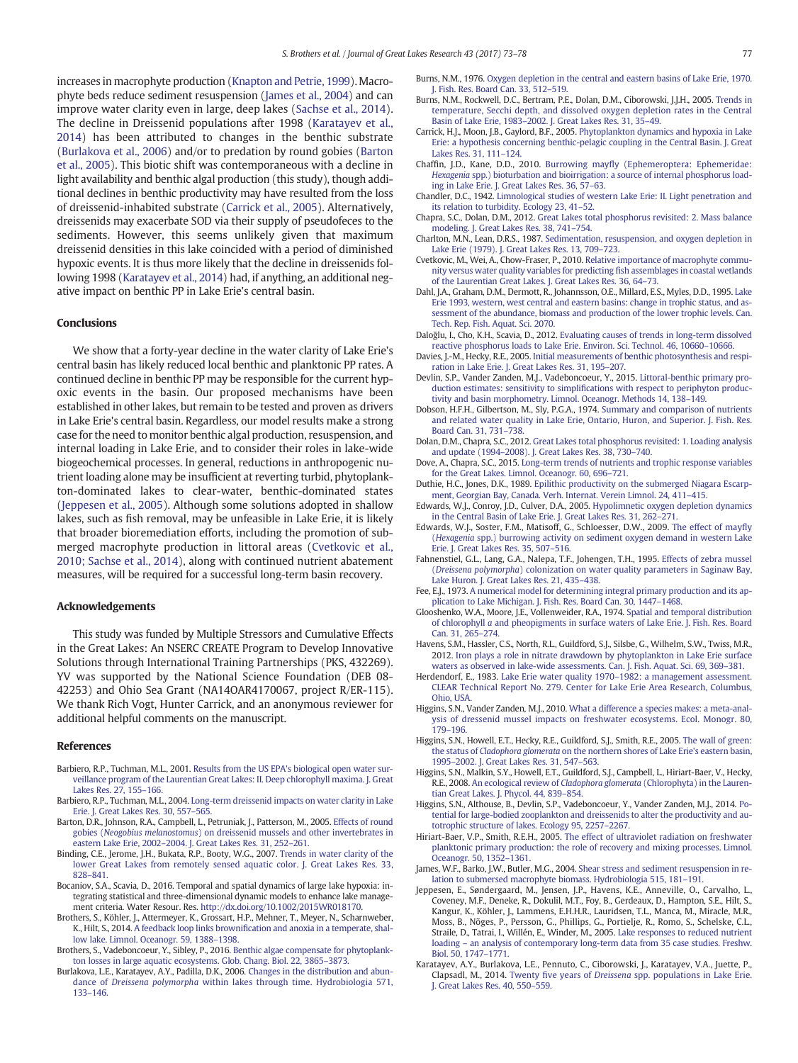increases in macrophyte production (Knapton and Petrie, 1999). Macrophyte beds reduce sediment resuspension (James et al., 2004) and can improve water clarity even in large, deep lakes (Sachse et al., 2014). The decline in Dreissenid populations after 1998 (Karatayev et al., 2014) has been attributed to changes in the benthic substrate (Burlakova et al., 2006) and/or to predation by round gobies (Barton et al., 2005). This biotic shift was contemporaneous with a decline in light availability and benthic algal production (this study), though additional declines in benthic productivity may have resulted from the loss of dreissenid-inhabited substrate (Carrick et al., 2005). Alternatively, dreissenids may exacerbate SOD via their supply of pseudofeces to the sediments. However, this seems unlikely given that maximum dreissenid densities in this lake coincided with a period of diminished hypoxic events. It is thus more likely that the decline in dreissenids following 1998 (Karatayev et al., 2014) had, if anything, an additional negative impact on benthic PP in Lake Erie's central basin.

## Conclusions

We show that a forty-year decline in the water clarity of Lake Erie's central basin has likely reduced local benthic and planktonic PP rates. A continued decline in benthic PP may be responsible for the current hypoxic events in the basin. Our proposed mechanisms have been established in other lakes, but remain to be tested and proven as drivers in Lake Erie's central basin. Regardless, our model results make a strong case for the need to monitor benthic algal production, resuspension, and internal loading in Lake Erie, and to consider their roles in lake-wide biogeochemical processes. In general, reductions in anthropogenic nutrient loading alone may be insufficient at reverting turbid, phytoplankton-dominated lakes to clear-water, benthic-dominated states (Jeppesen et al., 2005). Although some solutions adopted in shallow lakes, such as fish removal, may be unfeasible in Lake Erie, it is likely that broader bioremediation efforts, including the promotion of submerged macrophyte production in littoral areas (Cvetkovic et al., 2010; Sachse et al., 2014), along with continued nutrient abatement measures, will be required for a successful long-term basin recovery.

## Acknowledgements

This study was funded by Multiple Stressors and Cumulative Effects in the Great Lakes: An NSERC CREATE Program to Develop Innovative Solutions through International Training Partnerships (PKS, 432269). YV was supported by the National Science Foundation (DEB 08-42253) and Ohio Sea Grant (NA14OAR4170067, project R/ER-115). We thank Rich Vogt, Hunter Carrick, and an anonymous reviewer for additional helpful comments on the manuscript.

## References

Barbiero, R.P., Tuchman, M.L., 2001. Results from the US EPA's biological open water surveillance program of the Laurentian Great Lakes: II. Deep chlorophyll maxima. J. Great Lakes Res. 27, 155–166.

Barbiero, R.P., Tuchman, M.L., 2004. Long-term dreissenid impacts on water clarity in Lake Erie. J. Great Lakes Res. 30, 557–565.

Barton, D.R., Johnson, R.A., Campbell, L., Petruniak, J., Patterson, M., 2005. Effects of round gobies (*Neogobius melanostomus*) on dreissenid mussels and other invertebrates in eastern Lake Erie, 2002–2004. J. Great Lakes Res. 31, 252–261.

Binding, C.E., Jerome, J.H., Bukata, R.P., Booty, W.G., 2007. Trends in water clarity of the lower Great Lakes from remotely sensed aquatic color. J. Great Lakes Res. 33, 828–841.

Bocaniov, S.A., Scavia, D., 2016. Temporal and spatial dynamics of large lake hypoxia: integrating statistical and three-dimensional dynamic models to enhance lake management criteria. Water Resour. Res. http://dx.doi.org/10.1002/2015WR018170.

Brothers, S., Köhler, J., Attermeyer, K., Grossart, H.P., Mehner, T., Meyer, N., Scharnweber, K., Hilt, S., 2014. A feedback loop links brownification and anoxia in a temperate, shallow lake. Limnol. Oceanogr. 59, 1388–1398.

Brothers, S., Vadeboncoeur, Y., Sibley, P., 2016. Benthic algae compensate for phytoplankton losses in large aquatic ecosystems. Glob. Chang. Biol. 22, 3865–3873.

Burlakova, L.E., Karatayev, A.Y., Padilla, D.K., 2006. Changes in the distribution and abundance of *Dreissena polymorpha* within lakes through time. Hydrobiologia 571, 133–146.

Burns, N.M., 1976. Oxygen depletion in the central and eastern basins of Lake Erie, 1970. J. Fish. Res. Board Can. 33, 512–519.

Burns, N.M., Rockwell, D.C., Bertram, P.E., Dolan, D.M., Ciborowski, J.J.H., 2005. Trends in temperature, Secchi depth, and dissolved oxygen depletion rates in the Central Basin of Lake Erie, 1983–2002. J. Great Lakes Res. 31, 35–49.

Carrick, H.J., Moon, J.B., Gaylord, B.F., 2005. Phytoplankton dynamics and hypoxia in Lake Erie: a hypothesis concerning benthic-pelagic coupling in the Central Basin. J. Great Lakes Res. 31, 111–124.

Chaffin, J.D., Kane, D.D., 2010. Burrowing mayfly (Ephemeroptera: Ephemeridae: *Hexagenia* spp.) bioturbation and bioirrigation: a source of internal phosphorus loading in Lake Erie. J. Great Lakes Res. 36, 57–63.

Chandler, D.C., 1942. Limnological studies of western Lake Erie: II. Light penetration and its relation to turbidity. Ecology 23, 41–52.

Chapra, S.C., Dolan, D.M., 2012. Great Lakes total phosphorus revisited: 2. Mass balance modeling. J. Great Lakes Res. 38, 741–754.

Charlton, M.N., Lean, D.R.S., 1987. Sedimentation, resuspension, and oxygen depletion in Lake Erie (1979). J. Great Lakes Res. 13, 709–723.

Cvetkovic, M., Wei, A., Chow-Fraser, P., 2010. Relative importance of macrophyte community versus water quality variables for predicting fish assemblages in coastal wetlands of the Laurentian Great Lakes. J. Great Lakes Res. 36, 64–73.

Dahl, J.A., Graham, D.M., Dermott, R., Johannsson, O.E., Millard, E.S., Myles, D.D., 1995. Lake Erie 1993, western, west central and eastern basins: change in trophic status, and assessment of the abundance, biomass and production of the lower trophic levels. Can. Tech. Rep. Fish. Aquat. Sci. 2070.

Daloğlu, I., Cho, K.H., Scavia, D., 2012. Evaluating causes of trends in long-term dissolved reactive phosphorus loads to Lake Erie. Environ. Sci. Technol. 46, 10660–10666.

Davies, J.-M., Hecky, R.E., 2005. Initial measurements of benthic photosynthesis and respiration in Lake Erie. J. Great Lakes Res. 31, 195–207.

Devlin, S.P., Vander Zanden, M.J., Vadeboncoeur, Y., 2015. Littoral-benthic primary production estimates: sensitivity to simplifications with respect to periphyton productivity and basin morphometry. Limnol. Oceanogr. Methods 14, 138–149.

Dobson, H.F.H., Gilbertson, M., Sly, P.G.A., 1974. Summary and comparison of nutrients and related water quality in Lake Erie, Ontario, Huron, and Superior. J. Fish. Res. Board Can. 31, 731–738.

Dolan, D.M., Chapra, S.C., 2012. Great Lakes total phosphorus revisited: 1. Loading analysis and update (1994–2008). J. Great Lakes Res. 38, 730–740.

Dove, A., Chapra, S.C., 2015. Long-term trends of nutrients and trophic response variables for the Great Lakes. Limnol. Oceanogr. 60, 696–721.

Duthie, H.C., Jones, D.K., 1989. Epilithic productivity on the submerged Niagara Escarpment, Georgian Bay, Canada. Verh. Internat. Verein Limnol. 24, 411–415.

Edwards, W.J., Conroy, J.D., Culver, D.A., 2005. Hypolimnetic oxygen depletion dynamics in the Central Basin of Lake Erie. J. Great Lakes Res. 31, 262–271.

Edwards, W.J., Soster, F.M., Matisoff, G., Schloesser, D.W., 2009. The effect of mayfly (*Hexagenia* spp.) burrowing activity on sediment oxygen demand in western Lake Erie. J. Great Lakes Res. 35, 507–516.

Fahnenstiel, G.L., Lang, G.A., Nalepa, T.F., Johengen, T.H., 1995. Effects of zebra mussel (*Dreissena polymorpha*) colonization on water quality parameters in Saginaw Bay, Lake Huron. J. Great Lakes Res. 21, 435–438.

Fee, E.J., 1973. A numerical model for determining integral primary production and its application to Lake Michigan. J. Fish. Res. Board Can. 30, 1447–1468.

Glooshenko, W.A., Moore, J.E., Vollenweider, R.A., 1974. Spatial and temporal distribution of chlorophyll *a* and pheopigments in surface waters of Lake Erie. J. Fish. Res. Board Can. 31, 265–274.

Havens, S.M., Hassler, C.S., North, R.L., Guildford, S.J., Silsbe, G., Wilhelm, S.W., Twiss, M.R., 2012. Iron plays a role in nitrate drawdown by phytoplankton in Lake Erie surface waters as observed in lake-wide assessments. Can. J. Fish. Aquat. Sci. 69, 369–381.

Herdendorf, C.E., 1983. Lake Erie water quality 1970–1982: a management assessment. CLEAR Technical Report No. 279. Center for Lake Erie Area Research, Columbus, Ohio, USA.

Higgins, S.N., Vander Zanden, M.J., 2010. What a difference a species makes: a meta-analysis of dreissenid mussel impacts on freshwater ecosystems. Ecol. Monogr. 80, 179–196.

Higgins, S.N., Howell, E.T., Hecky, R.E., Guildford, S.J., Smith, R.E., 2005. The wall of green: the status of *Cladophora glomerata* on the northern shores of Lake Erie's eastern basin, 1995–2002. J. Great Lakes Res. 31, 547–563.

Higgins, S.N., Malkin, S.Y., Howell, E.T., Guildford, S.J., Campbell, L., Hiriart-Baer, V., Hecky, R.E., 2008. An ecological review of *Cladophora glomerata* (Chlorophyta) in the Laurentian Great Lakes. J. Phycol. 44, 839–854.

Higgins, S.N., Althouse, B., Devlin, S.P., Vadeboncoeur, Y., Vander Zanden, M.J., 2014. Potential for large-bodied zooplankton and dreissenids to alter the productivity and autotrophic structure of lakes. Ecology 95, 2257–2267.

Hiriart-Baer, V.P., Smith, R.E.H., 2005. The effect of ultraviolet radiation on freshwater planktonic primary production: the role of recovery and mixing processes. Limnol. Oceanogr. 50, 1352–1361.

James, W.F., Barko, J.W., Butler, M.G., 2004. Shear stress and sediment resuspension in relation to submersed macrophyte biomass. Hydrobiologia 515, 181–191.

Jeppesen, E., Søndergaard, M., Jensen, J.P., Havens, K.E., Anneville, O., Carvalho, L., Coveney, M.F., Deneke, R., Dokulil, M.T., Foy, B., Gerdeaux, D., Hampton, S.E., Hilt, S., Kangur, K., Köhler, J., Lammens, E.H.H.R., Lauridsen, T.L., Manca, M., Miracle, M.R., Moss, B., Nõges, P., Persson, G., Phillips, G., Portielje, R., Romo, S., Schelske, C.L., Straile, D., Tatrai, I., Willén, E., Winder, M., 2005. Lake responses to reduced nutrient loading – an analysis of contemporary long-term data from 35 case studies. Freshw. Biol. 50, 1747–1771.

Karatayev, A.Y., Burlakova, L.E., Pennuto, C., Ciborowski, J., Karatayev, V.A., Juette, P., Clapsadl, M., 2014. Twenty five years of *Dreissena* spp. populations in Lake Erie. J. Great Lakes Res. 40, 550–559.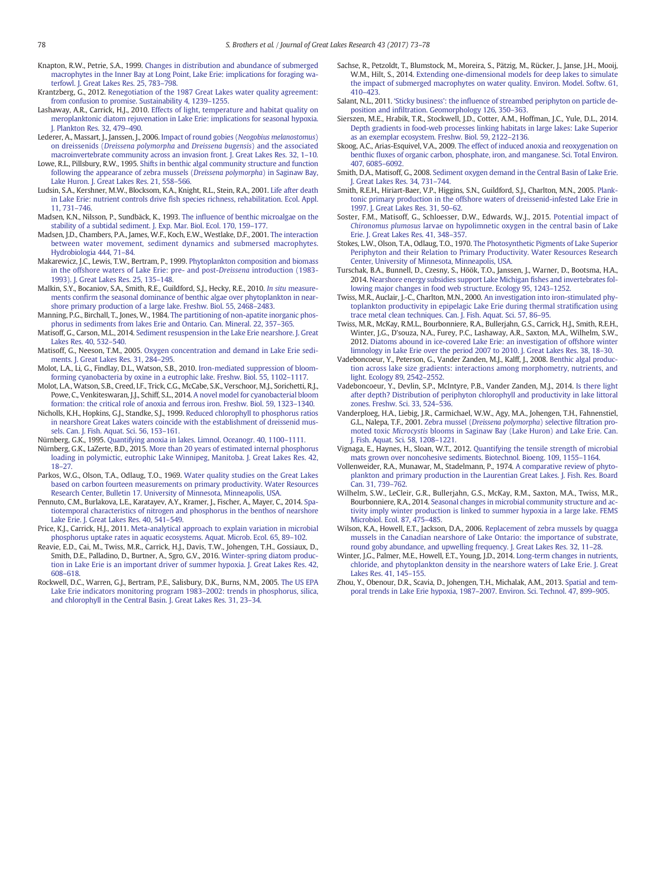Knapton, R.W., Petrie, S.A., 1999. Changes in distribution and abundance of submerged macrophytes in the Inner Bay at Long Point, Lake Erie: implications for foraging waterfowl. J. Great Lakes Res. 25, 783–798.

Krantzberg, G., 2012. Renegotiation of the 1987 Great Lakes water quality agreement: from confusion to promise. Sustainability 4, 1239–1255.

Lashaway, A.R., Carrick, H.J., 2010. Effects of light, temperature and habitat quality on meroplanktonic diatom rejuvenation in Lake Erie: implications for seasonal hypoxia. J. Plankton Res. 32, 479–490.

Lederer, A., Massart, J., Janssen, J., 2006. Impact of round gobies (*Neogobius melanostomus*) on dreissenids (*Dreissena polymorpha* and *Dreissena bugensis*) and the associated macroinvertebrate community across an invasion front. J. Great Lakes Res. 32, 1–10.

Lowe, R.L., Pillsbury, R.W., 1995. Shifts in benthic algal community structure and function following the appearance of zebra mussels (*Dreissena polymorpha*) in Saginaw Bay, Lake Huron. J. Great Lakes Res. 21, 558–566.

Ludsin, S.A., Kershner, M.W., Blocksom, K.A., Knight, R.L., Stein, R.A., 2001. Life after death in Lake Erie: nutrient controls drive fish species richness, rehabilitation. Ecol. Appl. 11, 731–746.

Madsen, K.N., Nilsson, P., Sundbäck, K., 1993. The influence of benthic microalgae on the stability of a subtidal sediment. J. Exp. Mar. Biol. Ecol. 170, 159–177.

Madsen, J.D., Chambers, P.A., James, W.F., Koch, E.W., Westlake, D.F., 2001. The interaction between water movement, sediment dynamics and submersed macrophytes. Hydrobiologia 444, 71–84.

Makarewicz, J.C., Lewis, T.W., Bertram, P., 1999. Phytoplankton composition and biomass in the offshore waters of Lake Erie: pre- and post-*Dreissena* introduction (1983-1993). J. Great Lakes Res. 25, 135–148.

Malkin, S.Y., Bocaniov, S.A., Smith, R.E., Guildford, S.J., Hecky, R.E., 2010. *In situ* measurements confirm the seasonal dominance of benthic algae over phytoplankton in nearshore primary production of a large lake. Freshw. Biol. 55, 2468–2483.

Manning, P.G., Birchall, T., Jones, W., 1984. The partitioning of non-apatite inorganic phosphorus in sediments from lakes Erie and Ontario. Can. Mineral. 22, 357–365.

Matisoff, G., Carson, M.L., 2014. Sediment resuspension in the Lake Erie nearshore. J. Great Lakes Res. 40, 532–540.

Matisoff, G., Neeson, T.M., 2005. Oxygen concentration and demand in Lake Erie sediments. J. Great Lakes Res. 31, 284–295.

Molot, L.A., Li, G., Findlay, D.L., Watson, S.B., 2010. Iron-mediated suppression of bloom-forming cyanobacteria by oxine in a eutrophic lake. Freshw. Biol. 55, 1102–1117.

Molot, L.A., Watson, S.B., Creed, I.F., Trick, C.G., McCabe, S.K., Verschoor, M.J., Sorichetti, R.J., Powe, C., Venkiteswaran, J.J., Schiff, S.L., 2014. A novel model for cyanobacterial bloom formation: the critical role of anoxia and ferrous iron. Freshw. Biol. 59, 1323–1340.

Nicholls, K.H., Hopkins, G.J., Standke, S.J., 1999. Reduced chlorophyll to phosphorus ratios in nearshore Great Lakes waters coincide with the establishment of dreissenid mussels. Can. J. Fish. Aquat. Sci. 56, 153–161.

Nürnberg, G.K., 1995. Quantifying anoxia in lakes. Limnol. Oceanogr. 40, 1100–1111.

Nürnberg, G.K., LaZerte, B.D., 2015. More than 20 years of estimated internal phosphorus loading in polymictic, eutrophic Lake Winnipeg, Manitoba. J. Great Lakes Res. 42, 18–27.

Parkos, W.G., Olson, T.A., Odlaug, T.O., 1969. Water quality studies on the Great Lakes based on carbon fourteen measurements on primary productivity. Water Resources Research Center, Bulletin 17. University of Minnesota, Minneapolis, USA.

Pennuto, C.M., Burlakova, L.E., Karatayev, A.Y., Kramer, J., Fischer, A., Mayer, C., 2014. Spatiotemporal characteristics of nitrogen and phosphorus in the benthos of nearshore Lake Erie. J. Great Lakes Res. 40, 541–549.

Price, K.J., Carrick, H.J., 2011. Meta-analytical approach to explain variation in microbial phosphorus uptake rates in aquatic ecosystems. Aquat. Microb. Ecol. 65, 89–102.

Reavie, E.D., Cai, M., Twiss, M.R., Carrick, H.J., Davis, T.W., Johengen, T.H., Gossiaux, D., Smith, D.E., Palladino, D., Burtner, A., Sgro, G.V., 2016. Winter-spring diatom production in Lake Erie is an important driver of summer hypoxia. J. Great Lakes Res. 42, 608–618.

Rockwell, D.C., Warren, G.J., Bertram, P.E., Salisbury, D.K., Burns, N.M., 2005. The US EPA Lake Erie indicators monitoring program 1983–2002: trends in phosphorus, silica, and chlorophyll in the Central Basin. J. Great Lakes Res. 31, 23–34.

Sachse, R., Petzoldt, T., Blumstock, M., Moreira, S., Pätzig, M., Rücker, J., Janse, J.H., Mooij, W.M., Hilt, S., 2014. Extending one-dimensional models for deep lakes to simulate the impact of submerged macrophytes on water quality. Environ. Model. Softw. 61, 410–423.

Salant, N.L., 2011. 'Sticky business': the influence of streambed periphyton on particle deposition and infiltration. Geomorphology 126, 350–363.

Sierszen, M.E., Hrabik, T.R., Stockwell, J.D., Cotter, A.M., Hoffman, J.C., Yule, D.L., 2014. Depth gradients in food-web processes linking habitats in large lakes: Lake Superior as an exemplar ecosystem. Freshw. Biol. 59, 2122–2136.

Skoog, A.C., Arias-Esquivel, V.A., 2009. The effect of induced anoxia and reoxygenation on benthic fluxes of organic carbon, phosphate, iron, and manganese. Sci. Total Environ. 407, 6085–6092.

Smith, D.A., Matisoff, G., 2008. Sediment oxygen demand in the Central Basin of Lake Erie. J. Great Lakes Res. 34, 731–744.

Smith, R.E.H., Hiriart-Baer, V.P., Higgins, S.N., Guildford, S.J., Charlton, M.N., 2005. Planktonic primary production in the offshore waters of dreissenid-infested Lake Erie in 1997. J. Great Lakes Res. 31, 50–62.

Soster, F.M., Matisoff, G., Schloesser, D.W., Edwards, W.J., 2015. Potential impact of *Chironomus plumosus* larvae on hypolimnetic oxygen in the central basin of Lake Erie. J. Great Lakes Res. 41, 348–357.

Stokes, L.W., Olson, T.A., Odlaug, T.O., 1970. The Photosynthetic Pigments of Lake Superior Periphyton and their Relation to Primary Productivity. Water Resources Research Center, University of Minnesota, Minneapolis, USA.

Turschak, B.A., Bunnell, D., Czesny, S., Höök, T.O., Janssen, J., Warner, D., Bootsma, H.A., 2014. Nearshore energy subsidies support Lake Michigan fishes and invertebrates following major changes in food web structure. Ecology 95, 1243–1252.

Twiss, M.R., Auclair, J.-C., Charlton, M.N., 2000. An investigation into iron-stimulated phytoplankton productivity in epipelagic Lake Erie during thermal stratification using trace metal clean techniques. Can. J. Fish. Aquat. Sci. 57, 86–95.

Twiss, M.R., McKay, R.M.L., Bourbonniere, R.A., Bullerjahn, G.S., Carrick, H.J., Smith, R.E.H., Winter, J.G., D'souza, N.A., Furey, P.C., Lashaway, A.R., Saxton, M.A., Wilhelm, S.W., 2012. Diatoms abound in ice-covered Lake Erie: an investigation of offshore winter limnology in Lake Erie over the period 2007 to 2010. J. Great Lakes Res. 38, 18–30.

Vadeboncoeur, Y., Peterson, G., Vander Zanden, M.J., Kalff, J., 2008. Benthic algal production across lake size gradients: interactions among morphometry, nutrients, and light. Ecology 89, 2542–2552.

Vadeboncoeur, Y., Devlin, S.P., McIntyre, P.B., Vander Zanden, M.J., 2014. Is there light after depth? Distribution of periphyton chlorophyll and productivity in lake littoral zones. Freshw. Sci. 33, 524–536.

Vanderploeg, H.A., Liebig, J.R., Carmichael, W.W., Agy, M.A., Johengen, T.H., Fahnenstiel, G.L., Nalepa, T.F., 2001. Zebra mussel (*Dreissena polymorpha*) selective filtration promoted toxic *Microcystis* blooms in Saginaw Bay (Lake Huron) and Lake Erie. Can. J. Fish. Aquat. Sci. 58, 1208–1221.

Vignaga, E., Haynes, H., Sloan, W.T., 2012. Quantifying the tensile strength of microbial mats grown over noncohesive sediments. Biotechnol. Bioeng. 109, 1155–1164.

Vollenweider, R.A., Munawar, M., Stadelmann, P., 1974. A comparative review of phytoplankton and primary production in the Laurentian Great Lakes. J. Fish. Res. Board Can. 31, 739–762.

Wilhelm, S.W., LeCleir, G.R., Bullerjahn, G.S., McKay, R.M., Saxton, M.A., Twiss, M.R., Bourbonniere, R.A., 2014. Seasonal changes in microbial community structure and activity imply winter production is linked to summer hypoxia in a large lake. FEMS Microbiol. Ecol. 87, 475–485.

Wilson, K.A., Howell, E.T., Jackson, D.A., 2006. Replacement of zebra mussels by quagga mussels in the Canadian nearshore of Lake Ontario: the importance of substrate, round goby abundance, and upwelling frequency. J. Great Lakes Res. 32, 11–28.

Winter, J.G., Palmer, M.E., Howell, E.T., Young, J.D., 2014. Long-term changes in nutrients, chloride, and phytoplankton density in the nearshore waters of Lake Erie. J. Great Lakes Res. 41, 145–155.

Zhou, Y., Obenour, D.R., Scavia, D., Johengen, T.H., Michalak, A.M., 2013. Spatial and temporal trends in Lake Erie hypoxia, 1987–2007. Environ. Sci. Technol. 47, 899–905.